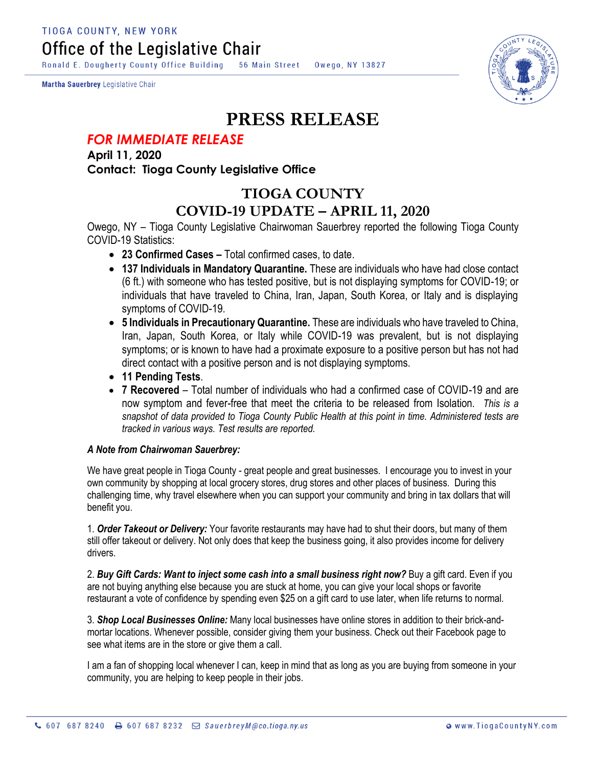TIOGA COUNTY, NEW YORK

# Office of the Legislative Chair

Ronald E. Dougherty County Office Building 56 Main Street Owego, NY 13827

**Martha Sauerbrey** Legislative Chair

# PRESS RELEASE

***FOR IMMEDIATE RELEASE***

**April 11, 2020**

**Contact: Tioga County Legislative Office**

## TIOGA COUNTY
## COVID-19 UPDATE – APRIL 11, 2020

Owego, NY – Tioga County Legislative Chairwoman Sauerbrey reported the following Tioga County COVID-19 Statistics:

- **23 Confirmed Cases –** Total confirmed cases, to date.
- **137 Individuals in Mandatory Quarantine.** These are individuals who have had close contact (6 ft.) with someone who has tested positive, but is not displaying symptoms for COVID-19; or individuals that have traveled to China, Iran, Japan, South Korea, or Italy and is displaying symptoms of COVID-19.
- **5 Individuals in Precautionary Quarantine.** These are individuals who have traveled to China, Iran, Japan, South Korea, or Italy while COVID-19 was prevalent, but is not displaying symptoms; or is known to have had a proximate exposure to a positive person but has not had direct contact with a positive person and is not displaying symptoms.
- **11 Pending Tests**.
- **7 Recovered** – Total number of individuals who had a confirmed case of COVID-19 and are now symptom and fever-free that meet the criteria to be released from Isolation. *This is a snapshot of data provided to Tioga County Public Health at this point in time. Administered tests are tracked in various ways. Test results are reported.*

***A Note from Chairwoman Sauerbrey:***

We have great people in Tioga County - great people and great businesses. I encourage you to invest in your own community by shopping at local grocery stores, drug stores and other places of business. During this challenging time, why travel elsewhere when you can support your community and bring in tax dollars that will benefit you.

1. ***Order Takeout or Delivery:*** Your favorite restaurants may have had to shut their doors, but many of them still offer takeout or delivery. Not only does that keep the business going, it also provides income for delivery drivers.

2. ***Buy Gift Cards: Want to inject some cash into a small business right now?*** Buy a gift card. Even if you are not buying anything else because you are stuck at home, you can give your local shops or favorite restaurant a vote of confidence by spending even $25 on a gift card to use later, when life returns to normal.

3. ***Shop Local Businesses Online:*** Many local businesses have online stores in addition to their brick-and-mortar locations. Whenever possible, consider giving them your business. Check out their Facebook page to see what items are in the store or give them a call.

I am a fan of shopping local whenever I can, keep in mind that as long as you are buying from someone in your community, you are helping to keep people in their jobs.

607 687 8240 607 687 8232 SauerbreyM@co.tioga.ny.us www.TiogaCountyNY.com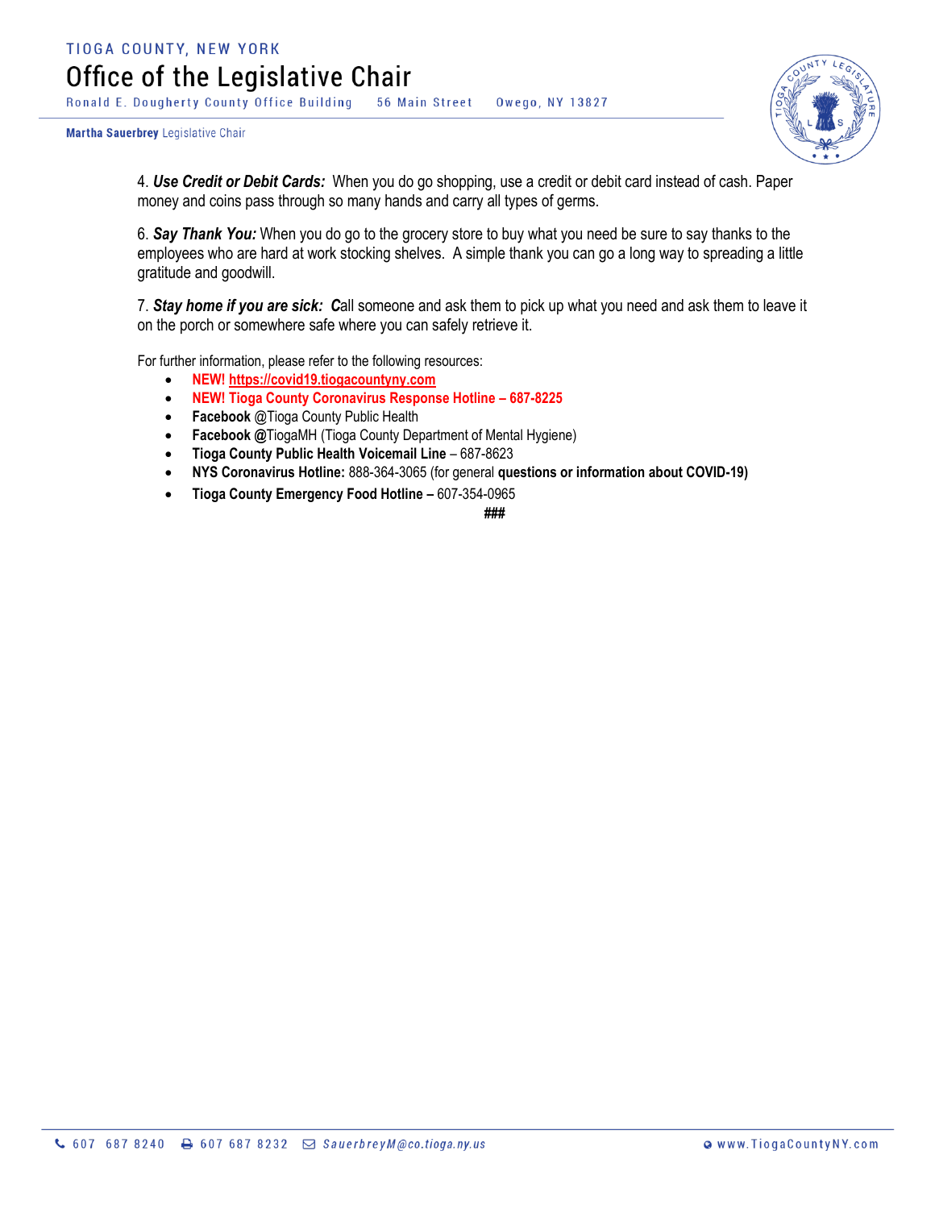4. ***Use Credit or Debit Cards:*** When you do go shopping, use a credit or debit card instead of cash. Paper money and coins pass through so many hands and carry all types of germs.

6. ***Say Thank You:*** When you do go to the grocery store to buy what you need be sure to say thanks to the employees who are hard at work stocking shelves. A simple thank you can go a long way to spreading a little gratitude and goodwill.

7. ***Stay home if you are sick:*** ***C***all someone and ask them to pick up what you need and ask them to leave it on the porch or somewhere safe where you can safely retrieve it.

For further information, please refer to the following resources:

- **NEW! https://covid19.tiogacountyny.com**
- **NEW! Tioga County Coronavirus Response Hotline – 687-8225**
- **Facebook** @Tioga County Public Health
- **Facebook @**TiogaMH (Tioga County Department of Mental Hygiene)
- **Tioga County Public Health Voicemail Line** – 687-8623
- **NYS Coronavirus Hotline:** 888-364-3065 (for general **questions or information about COVID-19)**
- **Tioga County Emergency Food Hotline –** 607-354-0965

**###**